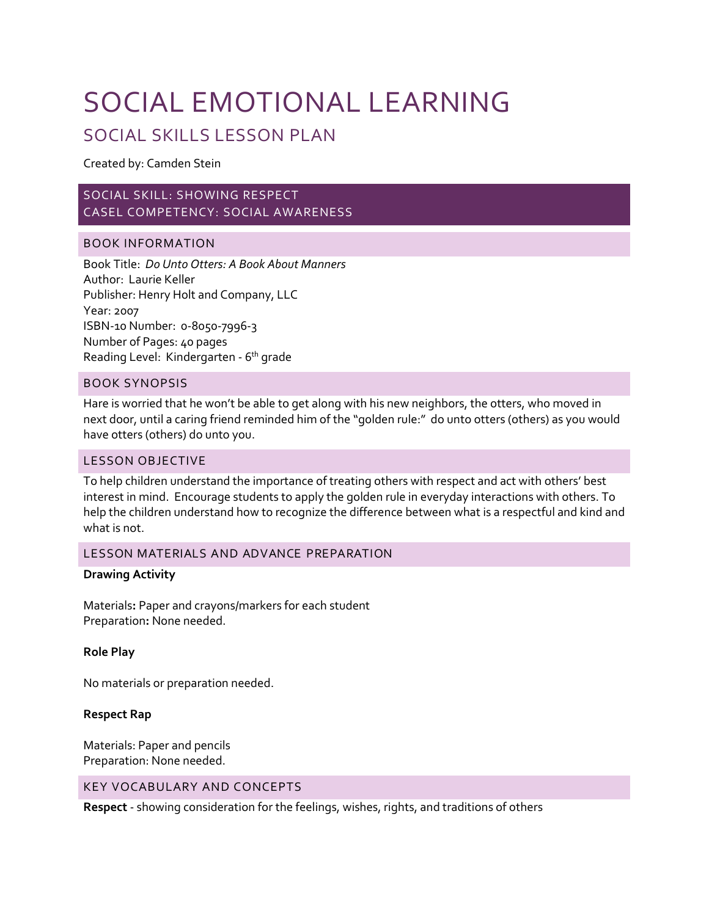# SOCIAL EMOTIONAL LEARNING

## SOCIAL SKILLS LESSON PLAN

Created by: Camden Stein

### SOCIAL SKILL: SHOWING RESPECT
### CASEL COMPETENCY: SOCIAL AWARENESS

### BOOK INFORMATION

Book Title: *Do Unto Otters: A Book About Manners*
Author: Laurie Keller
Publisher: Henry Holt and Company, LLC
Year: 2007
ISBN-10 Number: 0-8050-7996-3
Number of Pages: 40 pages
Reading Level: Kindergarten - 6th grade

### BOOK SYNOPSIS

Hare is worried that he won't be able to get along with his new neighbors, the otters, who moved in next door, until a caring friend reminded him of the "golden rule:" do unto otters (others) as you would have otters (others) do unto you.

### LESSON OBJECTIVE

To help children understand the importance of treating others with respect and act with others' best interest in mind. Encourage students to apply the golden rule in everyday interactions with others. To help the children understand how to recognize the difference between what is a respectful and kind and what is not.

### LESSON MATERIALS AND ADVANCE PREPARATION

**Drawing Activity**

Materials**:** Paper and crayons/markers for each student
Preparation**:** None needed.

**Role Play**

No materials or preparation needed.

**Respect Rap**

Materials: Paper and pencils
Preparation: None needed.

### KEY VOCABULARY AND CONCEPTS

**Respect** - showing consideration for the feelings, wishes, rights, and traditions of others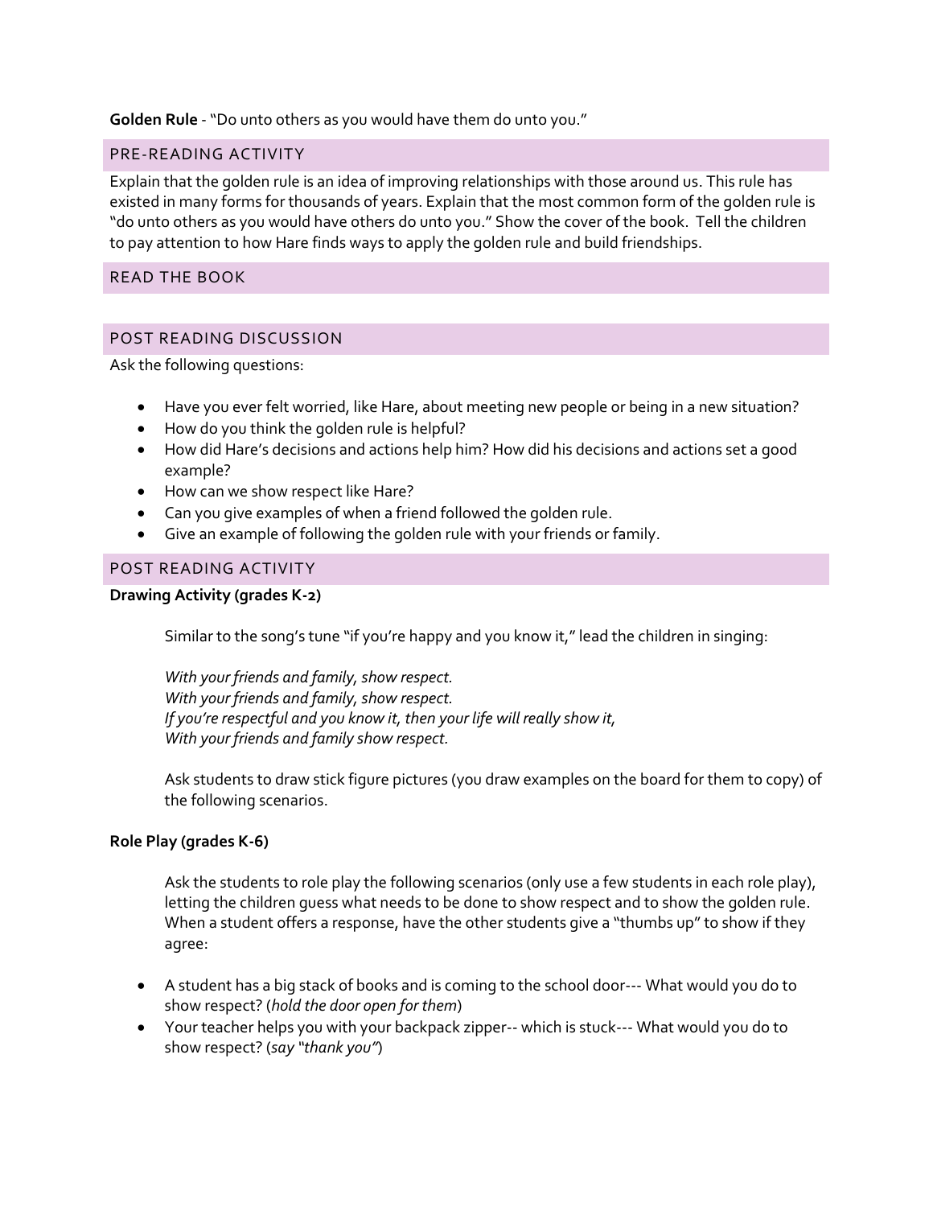**Golden Rule** - "Do unto others as you would have them do unto you."

## PRE-READING ACTIVITY

Explain that the golden rule is an idea of improving relationships with those around us. This rule has existed in many forms for thousands of years. Explain that the most common form of the golden rule is "do unto others as you would have others do unto you." Show the cover of the book. Tell the children to pay attention to how Hare finds ways to apply the golden rule and build friendships.

## READ THE BOOK

## POST READING DISCUSSION

Ask the following questions:

- Have you ever felt worried, like Hare, about meeting new people or being in a new situation?
- How do you think the golden rule is helpful?
- How did Hare's decisions and actions help him? How did his decisions and actions set a good example?
- How can we show respect like Hare?
- Can you give examples of when a friend followed the golden rule.
- Give an example of following the golden rule with your friends or family.

## POST READING ACTIVITY

**Drawing Activity (grades K-2)**

Similar to the song's tune "if you're happy and you know it," lead the children in singing:

*With your friends and family, show respect.*
*With your friends and family, show respect.*
*If you're respectful and you know it, then your life will really show it,*
*With your friends and family show respect.*

Ask students to draw stick figure pictures (you draw examples on the board for them to copy) of the following scenarios.

**Role Play (grades K-6)**

Ask the students to role play the following scenarios (only use a few students in each role play), letting the children guess what needs to be done to show respect and to show the golden rule. When a student offers a response, have the other students give a "thumbs up" to show if they agree:

- A student has a big stack of books and is coming to the school door--- What would you do to show respect? (*hold the door open for them*)
- Your teacher helps you with your backpack zipper-- which is stuck--- What would you do to show respect? (*say "thank you"*)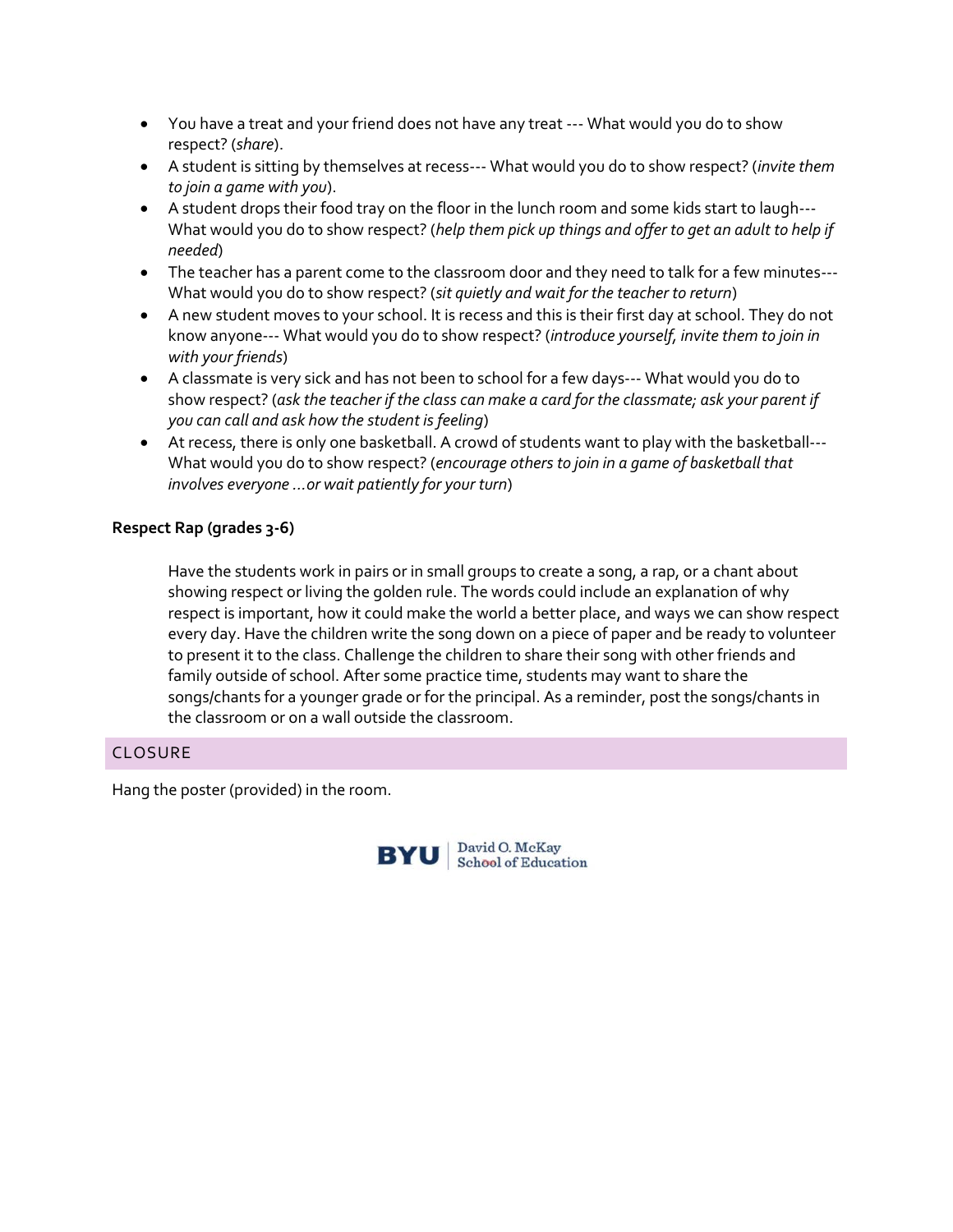- You have a treat and your friend does not have any treat --- What would you do to show respect? (*share*).
- A student is sitting by themselves at recess--- What would you do to show respect? (*invite them to join a game with you*).
- A student drops their food tray on the floor in the lunch room and some kids start to laugh--- What would you do to show respect? (*help them pick up things and offer to get an adult to help if needed*)
- The teacher has a parent come to the classroom door and they need to talk for a few minutes--- What would you do to show respect? (*sit quietly and wait for the teacher to return*)
- A new student moves to your school. It is recess and this is their first day at school. They do not know anyone--- What would you do to show respect? (*introduce yourself, invite them to join in with your friends*)
- A classmate is very sick and has not been to school for a few days--- What would you do to show respect? (*ask the teacher if the class can make a card for the classmate; ask your parent if you can call and ask how the student is feeling*)
- At recess, there is only one basketball. A crowd of students want to play with the basketball--- What would you do to show respect? (*encourage others to join in a game of basketball that involves everyone …or wait patiently for your turn*)

**Respect Rap (grades 3-6)**

Have the students work in pairs or in small groups to create a song, a rap, or a chant about showing respect or living the golden rule. The words could include an explanation of why respect is important, how it could make the world a better place, and ways we can show respect every day. Have the children write the song down on a piece of paper and be ready to volunteer to present it to the class. Challenge the children to share their song with other friends and family outside of school. After some practice time, students may want to share the songs/chants for a younger grade or for the principal. As a reminder, post the songs/chants in the classroom or on a wall outside the classroom.

## CLOSURE

Hang the poster (provided) in the room.

BYU | David O. McKay School of Education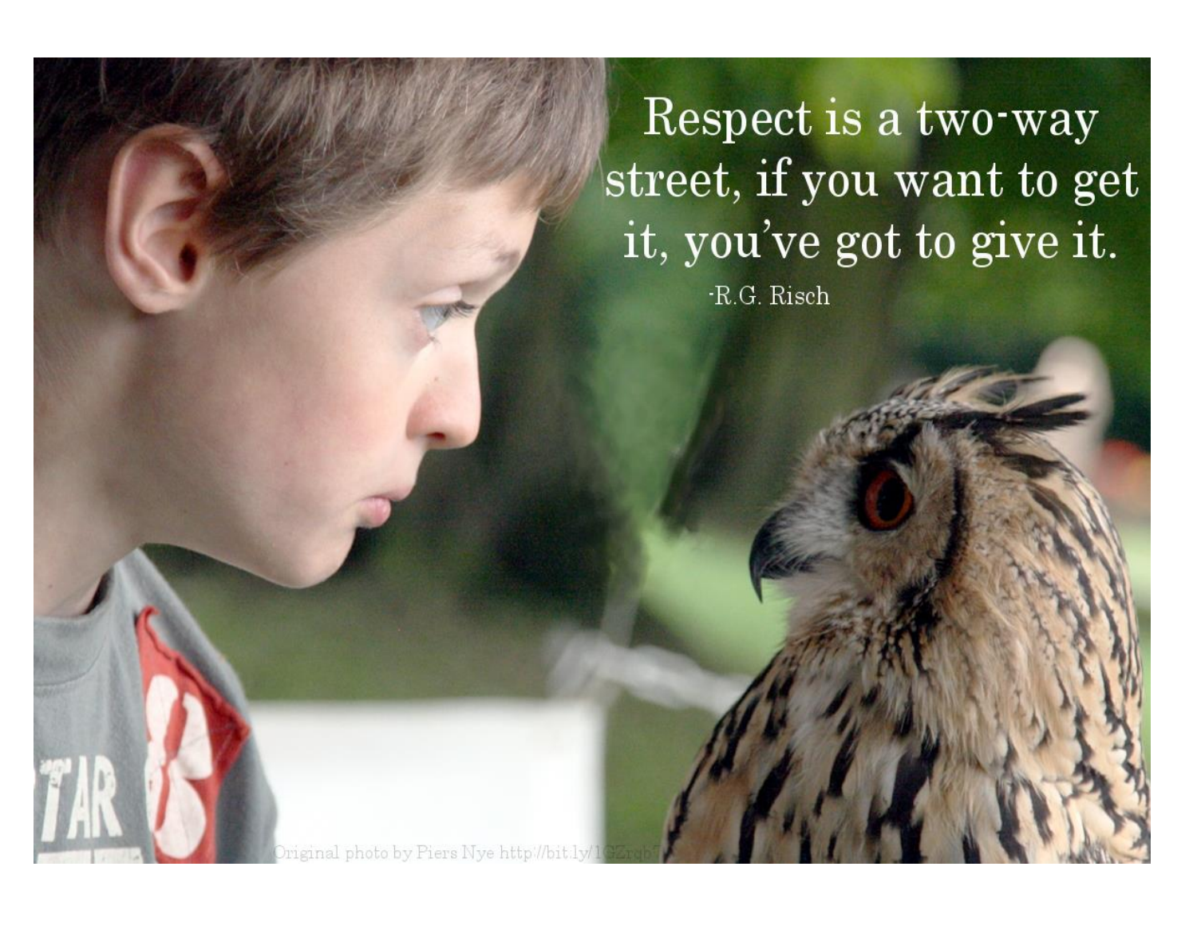Respect is a two-way street, if you want to get it, you've got to give it.

-R.G. Risch

Original photo by Piers Nye http://bit.ly/1GZrqb7